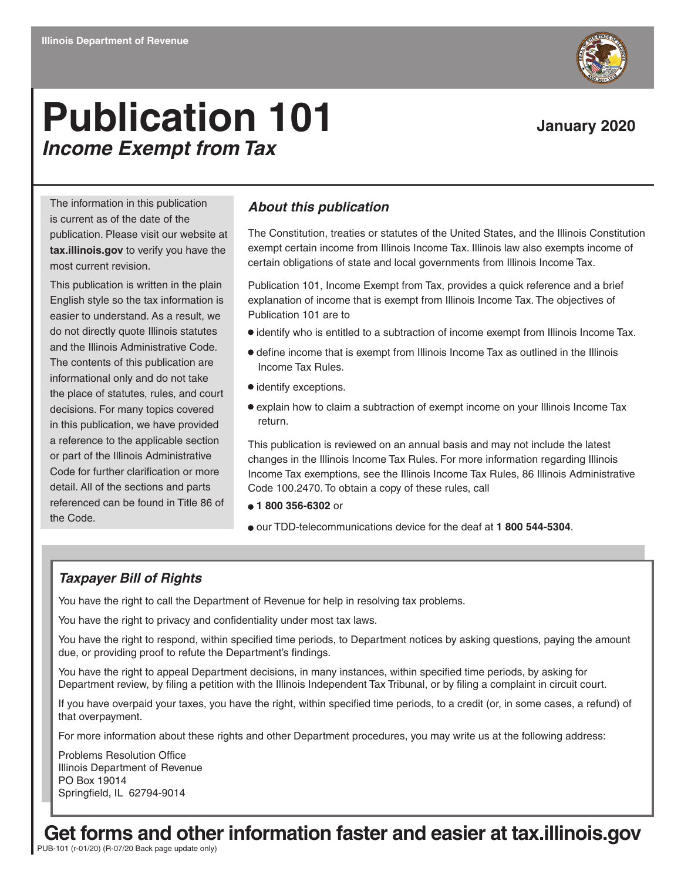Illinois Department of Revenue

# Publication 101

## *Income Exempt from Tax*

**January 2020**

The information in this publication is current as of the date of the publication. Please visit our website at **tax.illinois.gov** to verify you have the most current revision.

This publication is written in the plain English style so the tax information is easier to understand. As a result, we do not directly quote Illinois statutes and the Illinois Administrative Code. The contents of this publication are informational only and do not take the place of statutes, rules, and court decisions. For many topics covered in this publication, we have provided a reference to the applicable section or part of the Illinois Administrative Code for further clarification or more detail. All of the sections and parts referenced can be found in Title 86 of the Code.

### *About this publication*

The Constitution, treaties or statutes of the United States, and the Illinois Constitution exempt certain income from Illinois Income Tax. Illinois law also exempts income of certain obligations of state and local governments from Illinois Income Tax.

Publication 101, Income Exempt from Tax, provides a quick reference and a brief explanation of income that is exempt from Illinois Income Tax. The objectives of Publication 101 are to

- identify who is entitled to a subtraction of income exempt from Illinois Income Tax.
- define income that is exempt from Illinois Income Tax as outlined in the Illinois Income Tax Rules.
- identify exceptions.
- explain how to claim a subtraction of exempt income on your Illinois Income Tax return.

This publication is reviewed on an annual basis and may not include the latest changes in the Illinois Income Tax Rules. For more information regarding Illinois Income Tax exemptions, see the Illinois Income Tax Rules, 86 Illinois Administrative Code 100.2470. To obtain a copy of these rules, call

- **1 800 356-6302** or
- our TDD-telecommunications device for the deaf at **1 800 544-5304**.

### *Taxpayer Bill of Rights*

You have the right to call the Department of Revenue for help in resolving tax problems.

You have the right to privacy and confidentiality under most tax laws.

You have the right to respond, within specified time periods, to Department notices by asking questions, paying the amount due, or providing proof to refute the Department's findings.

You have the right to appeal Department decisions, in many instances, within specified time periods, by asking for Department review, by filing a petition with the Illinois Independent Tax Tribunal, or by filing a complaint in circuit court.

If you have overpaid your taxes, you have the right, within specified time periods, to a credit (or, in some cases, a refund) of that overpayment.

For more information about these rights and other Department procedures, you may write us at the following address:

Problems Resolution Office
Illinois Department of Revenue
PO Box 19014
Springfield, IL 62794-9014

**Get forms and other information faster and easier at tax.illinois.gov**

PUB-101 (r-01/20) (R-07/20 Back page update only)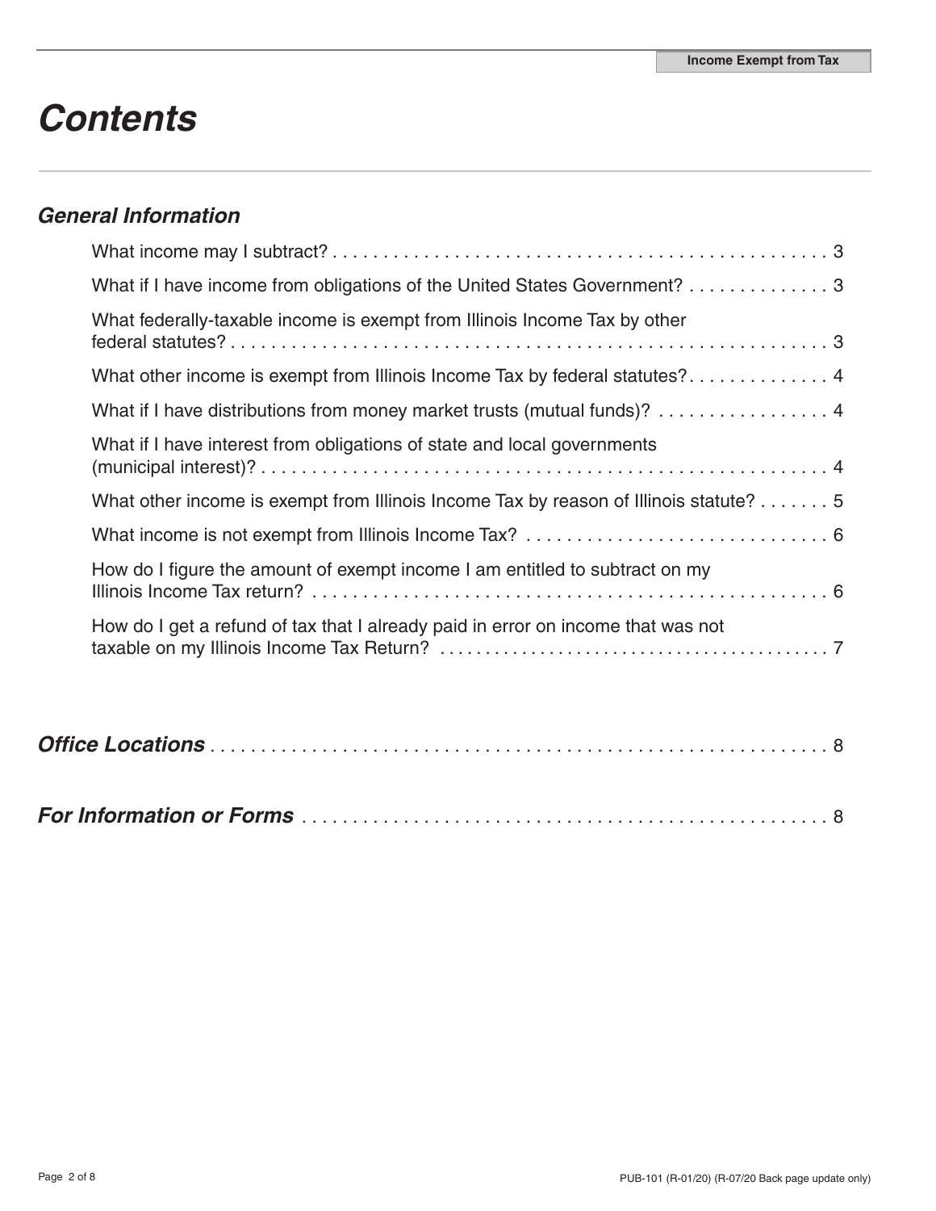# *Contents*

## *General Information*

What income may I subtract? . . . . . . . . . . . . . . . . . . . . . . . . . . . . . . . . . . . . . . . . . . . . . . . . . 3

What if I have income from obligations of the United States Government? . . . . . . . . . . . . . . 3

What federally-taxable income is exempt from Illinois Income Tax by other federal statutes? . . . . . . . . . . . . . . . . . . . . . . . . . . . . . . . . . . . . . . . . . . . . . . . . . . . . . . . . . . . 3

What other income is exempt from Illinois Income Tax by federal statutes? . . . . . . . . . . . . . . 4

What if I have distributions from money market trusts (mutual funds)? . . . . . . . . . . . . . . . . . 4

What if I have interest from obligations of state and local governments (municipal interest)? . . . . . . . . . . . . . . . . . . . . . . . . . . . . . . . . . . . . . . . . . . . . . . . . . . . . . . . 4

What other income is exempt from Illinois Income Tax by reason of Illinois statute? . . . . . . . 5

What income is not exempt from Illinois Income Tax? . . . . . . . . . . . . . . . . . . . . . . . . . . . . . . 6

How do I figure the amount of exempt income I am entitled to subtract on my Illinois Income Tax return? . . . . . . . . . . . . . . . . . . . . . . . . . . . . . . . . . . . . . . . . . . . . . . . . . . . 6

How do I get a refund of tax that I already paid in error on income that was not taxable on my Illinois Income Tax Return? . . . . . . . . . . . . . . . . . . . . . . . . . . . . . . . . . . . . . . . . . 7

## *Office Locations* . . . . . . . . . . . . . . . . . . . . . . . . . . . . . . . . . . . . . . . . . . . . . . . . . . . . . . . . . . . . 8

## *For Information or Forms* . . . . . . . . . . . . . . . . . . . . . . . . . . . . . . . . . . . . . . . . . . . . . . . . . . . . 8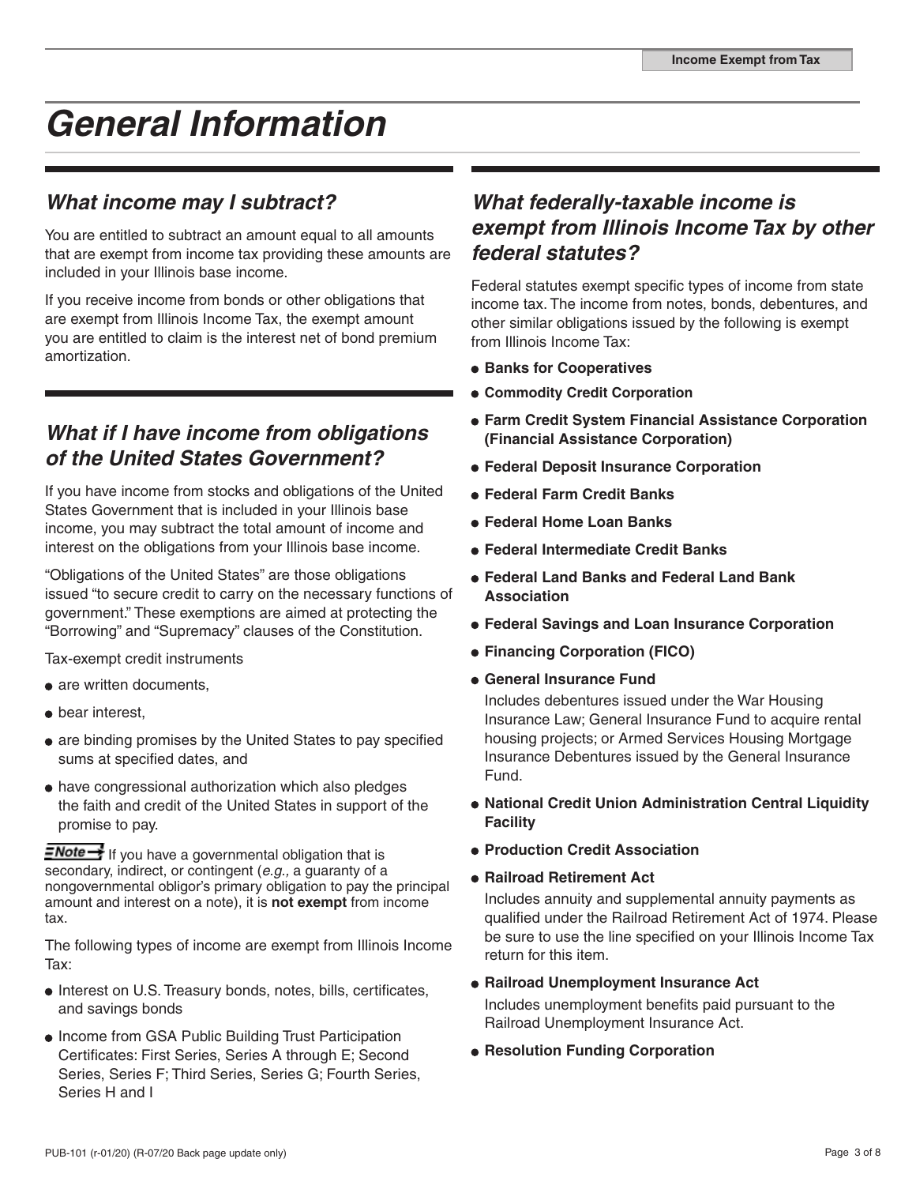# General Information

## What income may I subtract?

You are entitled to subtract an amount equal to all amounts that are exempt from income tax providing these amounts are included in your Illinois base income.

If you receive income from bonds or other obligations that are exempt from Illinois Income Tax, the exempt amount you are entitled to claim is the interest net of bond premium amortization.

## What if I have income from obligations of the United States Government?

If you have income from stocks and obligations of the United States Government that is included in your Illinois base income, you may subtract the total amount of income and interest on the obligations from your Illinois base income.

"Obligations of the United States" are those obligations issued "to secure credit to carry on the necessary functions of government." These exemptions are aimed at protecting the "Borrowing" and "Supremacy" clauses of the Constitution.

Tax-exempt credit instruments

- are written documents,
- bear interest,
- are binding promises by the United States to pay specified sums at specified dates, and
- have congressional authorization which also pledges the faith and credit of the United States in support of the promise to pay.

**Note** If you have a governmental obligation that is secondary, indirect, or contingent (*e.g.,* a guaranty of a nongovernmental obligor's primary obligation to pay the principal amount and interest on a note), it is **not exempt** from income tax.

The following types of income are exempt from Illinois Income Tax:

- Interest on U.S. Treasury bonds, notes, bills, certificates, and savings bonds
- Income from GSA Public Building Trust Participation Certificates: First Series, Series A through E; Second Series, Series F; Third Series, Series G; Fourth Series, Series H and I

## What federally-taxable income is exempt from Illinois Income Tax by other federal statutes?

Federal statutes exempt specific types of income from state income tax. The income from notes, bonds, debentures, and other similar obligations issued by the following is exempt from Illinois Income Tax:

- **Banks for Cooperatives**
- **Commodity Credit Corporation**
- **Farm Credit System Financial Assistance Corporation (Financial Assistance Corporation)**
- **Federal Deposit Insurance Corporation**
- **Federal Farm Credit Banks**
- **Federal Home Loan Banks**
- **Federal Intermediate Credit Banks**
- **Federal Land Banks and Federal Land Bank Association**
- **Federal Savings and Loan Insurance Corporation**
- **Financing Corporation (FICO)**
- **General Insurance Fund**

  Includes debentures issued under the War Housing Insurance Law; General Insurance Fund to acquire rental housing projects; or Armed Services Housing Mortgage Insurance Debentures issued by the General Insurance Fund.
- **National Credit Union Administration Central Liquidity Facility**
- **Production Credit Association**
- **Railroad Retirement Act**

  Includes annuity and supplemental annuity payments as qualified under the Railroad Retirement Act of 1974. Please be sure to use the line specified on your Illinois Income Tax return for this item.
- **Railroad Unemployment Insurance Act**

  Includes unemployment benefits paid pursuant to the Railroad Unemployment Insurance Act.
- **Resolution Funding Corporation**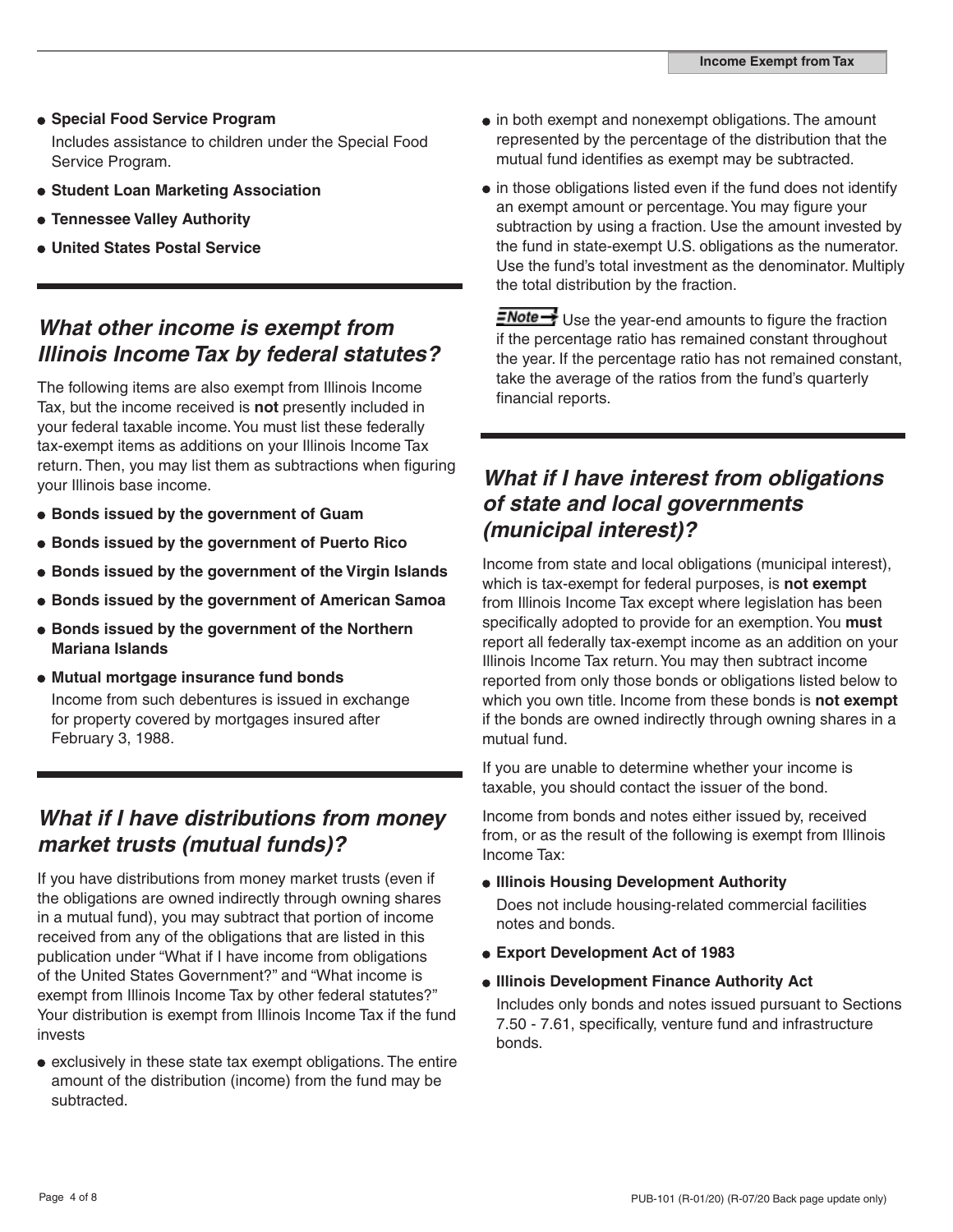- **Special Food Service Program**
  Includes assistance to children under the Special Food Service Program.
- **Student Loan Marketing Association**
- **Tennessee Valley Authority**
- **United States Postal Service**

## *What other income is exempt from Illinois Income Tax by federal statutes?*

The following items are also exempt from Illinois Income Tax, but the income received is **not** presently included in your federal taxable income. You must list these federally tax-exempt items as additions on your Illinois Income Tax return. Then, you may list them as subtractions when figuring your Illinois base income.

- **Bonds issued by the government of Guam**
- **Bonds issued by the government of Puerto Rico**
- **Bonds issued by the government of the Virgin Islands**
- **Bonds issued by the government of American Samoa**
- **Bonds issued by the government of the Northern Mariana Islands**
- **Mutual mortgage insurance fund bonds**
  Income from such debentures is issued in exchange for property covered by mortgages insured after February 3, 1988.

## *What if I have distributions from money market trusts (mutual funds)?*

If you have distributions from money market trusts (even if the obligations are owned indirectly through owning shares in a mutual fund), you may subtract that portion of income received from any of the obligations that are listed in this publication under "What if I have income from obligations of the United States Government?" and "What income is exempt from Illinois Income Tax by other federal statutes?" Your distribution is exempt from Illinois Income Tax if the fund invests

- exclusively in these state tax exempt obligations. The entire amount of the distribution (income) from the fund may be subtracted.
- in both exempt and nonexempt obligations. The amount represented by the percentage of the distribution that the mutual fund identifies as exempt may be subtracted.
- in those obligations listed even if the fund does not identify an exempt amount or percentage. You may figure your subtraction by using a fraction. Use the amount invested by the fund in state-exempt U.S. obligations as the numerator. Use the fund's total investment as the denominator. Multiply the total distribution by the fraction.

**Note** Use the year-end amounts to figure the fraction if the percentage ratio has remained constant throughout the year. If the percentage ratio has not remained constant, take the average of the ratios from the fund's quarterly financial reports.

## *What if I have interest from obligations of state and local governments (municipal interest)?*

Income from state and local obligations (municipal interest), which is tax-exempt for federal purposes, is **not exempt** from Illinois Income Tax except where legislation has been specifically adopted to provide for an exemption. You **must** report all federally tax-exempt income as an addition on your Illinois Income Tax return. You may then subtract income reported from only those bonds or obligations listed below to which you own title. Income from these bonds is **not exempt** if the bonds are owned indirectly through owning shares in a mutual fund.

If you are unable to determine whether your income is taxable, you should contact the issuer of the bond.

Income from bonds and notes either issued by, received from, or as the result of the following is exempt from Illinois Income Tax:

- **Illinois Housing Development Authority**
  Does not include housing-related commercial facilities notes and bonds.
- **Export Development Act of 1983**
- **Illinois Development Finance Authority Act**
  Includes only bonds and notes issued pursuant to Sections 7.50 - 7.61, specifically, venture fund and infrastructure bonds.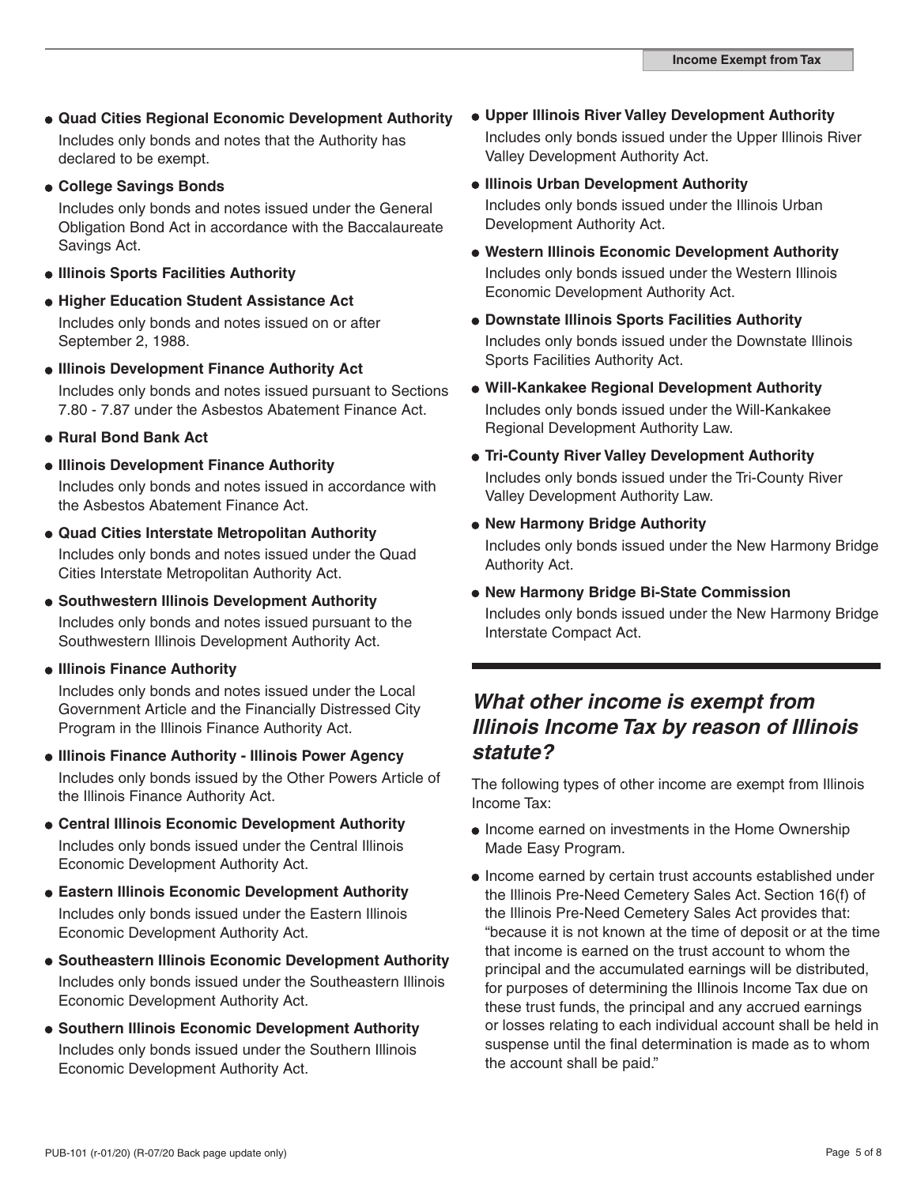- **Quad Cities Regional Economic Development Authority**
  Includes only bonds and notes that the Authority has declared to be exempt.
- **College Savings Bonds**
  Includes only bonds and notes issued under the General Obligation Bond Act in accordance with the Baccalaureate Savings Act.
- **Illinois Sports Facilities Authority**
- **Higher Education Student Assistance Act**
  Includes only bonds and notes issued on or after September 2, 1988.
- **Illinois Development Finance Authority Act**
  Includes only bonds and notes issued pursuant to Sections 7.80 - 7.87 under the Asbestos Abatement Finance Act.
- **Rural Bond Bank Act**
- **Illinois Development Finance Authority**
  Includes only bonds and notes issued in accordance with the Asbestos Abatement Finance Act.
- **Quad Cities Interstate Metropolitan Authority**
  Includes only bonds and notes issued under the Quad Cities Interstate Metropolitan Authority Act.
- **Southwestern Illinois Development Authority**
  Includes only bonds and notes issued pursuant to the Southwestern Illinois Development Authority Act.
- **Illinois Finance Authority**
  Includes only bonds and notes issued under the Local Government Article and the Financially Distressed City Program in the Illinois Finance Authority Act.
- **Illinois Finance Authority - Illinois Power Agency**
  Includes only bonds issued by the Other Powers Article of the Illinois Finance Authority Act.
- **Central Illinois Economic Development Authority**
  Includes only bonds issued under the Central Illinois Economic Development Authority Act.
- **Eastern Illinois Economic Development Authority**
  Includes only bonds issued under the Eastern Illinois Economic Development Authority Act.
- **Southeastern Illinois Economic Development Authority**
  Includes only bonds issued under the Southeastern Illinois Economic Development Authority Act.
- **Southern Illinois Economic Development Authority**
  Includes only bonds issued under the Southern Illinois Economic Development Authority Act.
- **Upper Illinois River Valley Development Authority**
  Includes only bonds issued under the Upper Illinois River Valley Development Authority Act.
- **Illinois Urban Development Authority**
  Includes only bonds issued under the Illinois Urban Development Authority Act.
- **Western Illinois Economic Development Authority**
  Includes only bonds issued under the Western Illinois Economic Development Authority Act.
- **Downstate Illinois Sports Facilities Authority**
  Includes only bonds issued under the Downstate Illinois Sports Facilities Authority Act.
- **Will-Kankakee Regional Development Authority**
  Includes only bonds issued under the Will-Kankakee Regional Development Authority Law.
- **Tri-County River Valley Development Authority**
  Includes only bonds issued under the Tri-County River Valley Development Authority Law.
- **New Harmony Bridge Authority**
  Includes only bonds issued under the New Harmony Bridge Authority Act.
- **New Harmony Bridge Bi-State Commission**
  Includes only bonds issued under the New Harmony Bridge Interstate Compact Act.

## *What other income is exempt from Illinois Income Tax by reason of Illinois statute?*

The following types of other income are exempt from Illinois Income Tax:

- Income earned on investments in the Home Ownership Made Easy Program.
- Income earned by certain trust accounts established under the Illinois Pre-Need Cemetery Sales Act. Section 16(f) of the Illinois Pre-Need Cemetery Sales Act provides that: "because it is not known at the time of deposit or at the time that income is earned on the trust account to whom the principal and the accumulated earnings will be distributed, for purposes of determining the Illinois Income Tax due on these trust funds, the principal and any accrued earnings or losses relating to each individual account shall be held in suspense until the final determination is made as to whom the account shall be paid."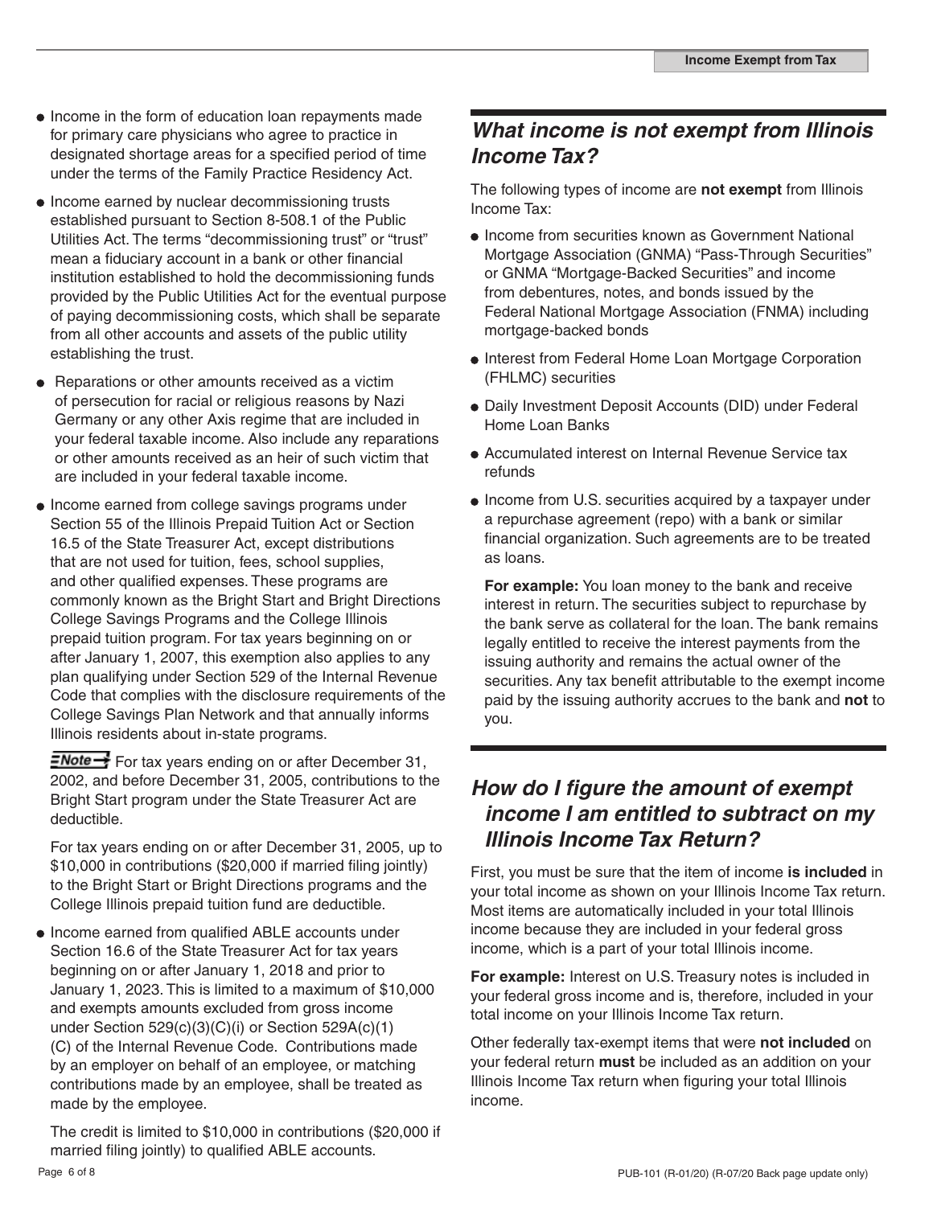- Income in the form of education loan repayments made for primary care physicians who agree to practice in designated shortage areas for a specified period of time under the terms of the Family Practice Residency Act.
- Income earned by nuclear decommissioning trusts established pursuant to Section 8-508.1 of the Public Utilities Act. The terms "decommissioning trust" or "trust" mean a fiduciary account in a bank or other financial institution established to hold the decommissioning funds provided by the Public Utilities Act for the eventual purpose of paying decommissioning costs, which shall be separate from all other accounts and assets of the public utility establishing the trust.
- Reparations or other amounts received as a victim of persecution for racial or religious reasons by Nazi Germany or any other Axis regime that are included in your federal taxable income. Also include any reparations or other amounts received as an heir of such victim that are included in your federal taxable income.
- Income earned from college savings programs under Section 55 of the Illinois Prepaid Tuition Act or Section 16.5 of the State Treasurer Act, except distributions that are not used for tuition, fees, school supplies, and other qualified expenses. These programs are commonly known as the Bright Start and Bright Directions College Savings Programs and the College Illinois prepaid tuition program. For tax years beginning on or after January 1, 2007, this exemption also applies to any plan qualifying under Section 529 of the Internal Revenue Code that complies with the disclosure requirements of the College Savings Plan Network and that annually informs Illinois residents about in-state programs.

  **Note →** For tax years ending on or after December 31, 2002, and before December 31, 2005, contributions to the Bright Start program under the State Treasurer Act are deductible.

  For tax years ending on or after December 31, 2005, up to $10,000 in contributions ($20,000 if married filing jointly) to the Bright Start or Bright Directions programs and the College Illinois prepaid tuition fund are deductible.
- Income earned from qualified ABLE accounts under Section 16.6 of the State Treasurer Act for tax years beginning on or after January 1, 2018 and prior to January 1, 2023. This is limited to a maximum of $10,000 and exempts amounts excluded from gross income under Section 529(c)(3)(C)(i) or Section 529A(c)(1)(C) of the Internal Revenue Code. Contributions made by an employer on behalf of an employee, or matching contributions made by an employee, shall be treated as made by the employee.

  The credit is limited to $10,000 in contributions ($20,000 if married filing jointly) to qualified ABLE accounts.

## What income is not exempt from Illinois Income Tax?

The following types of income are **not exempt** from Illinois Income Tax:

- Income from securities known as Government National Mortgage Association (GNMA) "Pass-Through Securities" or GNMA "Mortgage-Backed Securities" and income from debentures, notes, and bonds issued by the Federal National Mortgage Association (FNMA) including mortgage-backed bonds
- Interest from Federal Home Loan Mortgage Corporation (FHLMC) securities
- Daily Investment Deposit Accounts (DID) under Federal Home Loan Banks
- Accumulated interest on Internal Revenue Service tax refunds
- Income from U.S. securities acquired by a taxpayer under a repurchase agreement (repo) with a bank or similar financial organization. Such agreements are to be treated as loans.

  **For example:** You loan money to the bank and receive interest in return. The securities subject to repurchase by the bank serve as collateral for the loan. The bank remains legally entitled to receive the interest payments from the issuing authority and remains the actual owner of the securities. Any tax benefit attributable to the exempt income paid by the issuing authority accrues to the bank and **not** to you.

## How do I figure the amount of exempt income I am entitled to subtract on my Illinois Income Tax Return?

First, you must be sure that the item of income **is included** in your total income as shown on your Illinois Income Tax return. Most items are automatically included in your total Illinois income because they are included in your federal gross income, which is a part of your total Illinois income.

**For example:** Interest on U.S. Treasury notes is included in your federal gross income and is, therefore, included in your total income on your Illinois Income Tax return.

Other federally tax-exempt items that were **not included** on your federal return **must** be included as an addition on your Illinois Income Tax return when figuring your total Illinois income.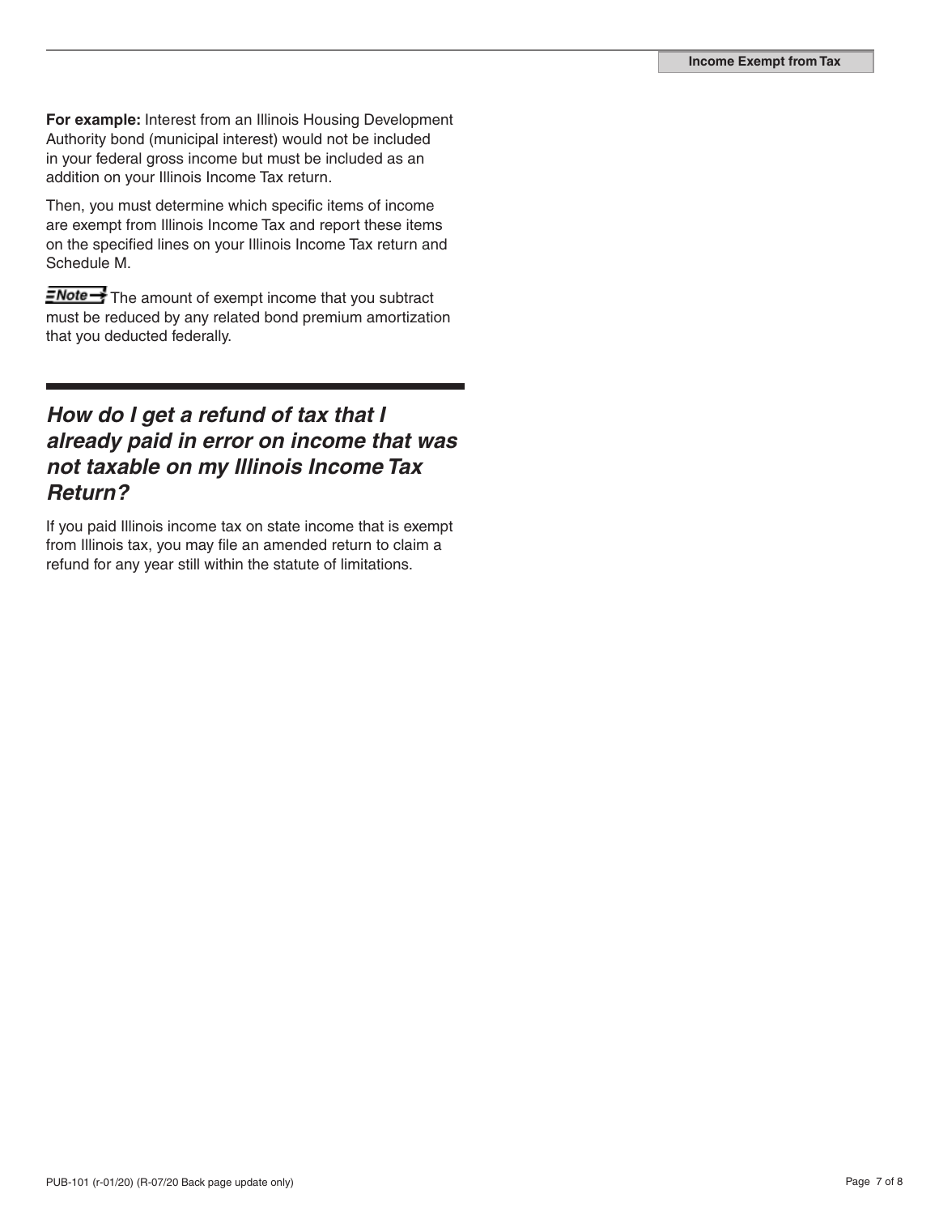**For example:** Interest from an Illinois Housing Development Authority bond (municipal interest) would not be included in your federal gross income but must be included as an addition on your Illinois Income Tax return.

Then, you must determine which specific items of income are exempt from Illinois Income Tax and report these items on the specified lines on your Illinois Income Tax return and Schedule M.

**Note →** The amount of exempt income that you subtract must be reduced by any related bond premium amortization that you deducted federally.

## *How do I get a refund of tax that I already paid in error on income that was not taxable on my Illinois Income Tax Return?*

If you paid Illinois income tax on state income that is exempt from Illinois tax, you may file an amended return to claim a refund for any year still within the statute of limitations.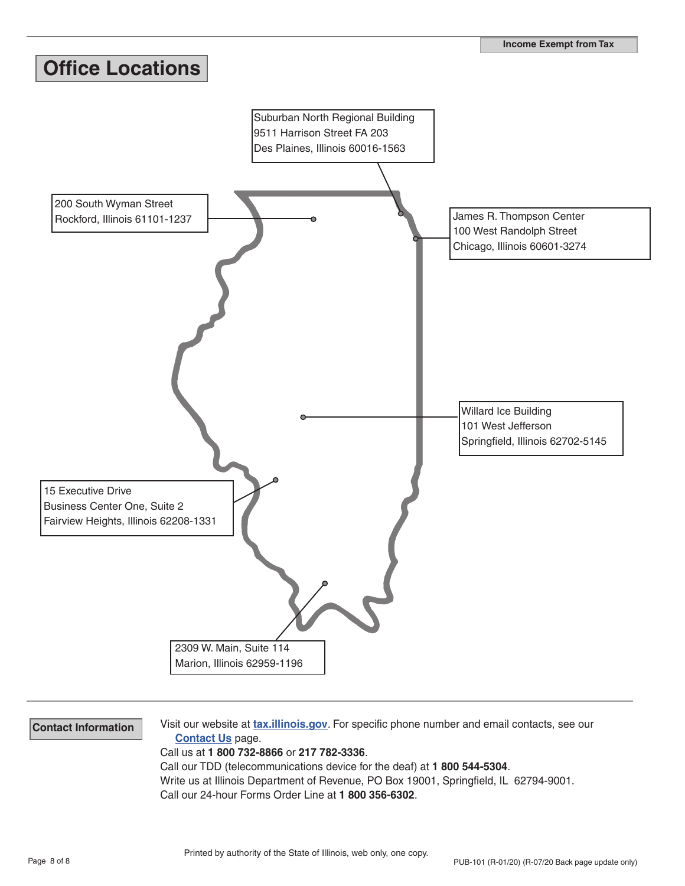# Office Locations

Suburban North Regional Building
9511 Harrison Street FA 203
Des Plaines, Illinois 60016-1563

200 South Wyman Street
Rockford, Illinois 61101-1237

James R. Thompson Center
100 West Randolph Street
Chicago, Illinois 60601-3274

Willard Ice Building
101 West Jefferson
Springfield, Illinois 62702-5145

15 Executive Drive
Business Center One, Suite 2
Fairview Heights, Illinois 62208-1331

2309 W. Main, Suite 114
Marion, Illinois 62959-1196

**Contact Information**

Visit our website at **tax.illinois.gov**. For specific phone number and email contacts, see our **Contact Us** page.

Call us at **1 800 732-8866** or **217 782-3336**.

Call our TDD (telecommunications device for the deaf) at **1 800 544-5304**.

Write us at Illinois Department of Revenue, PO Box 19001, Springfield, IL 62794-9001.

Call our 24-hour Forms Order Line at **1 800 356-6302**.

Printed by authority of the State of Illinois, web only, one copy.